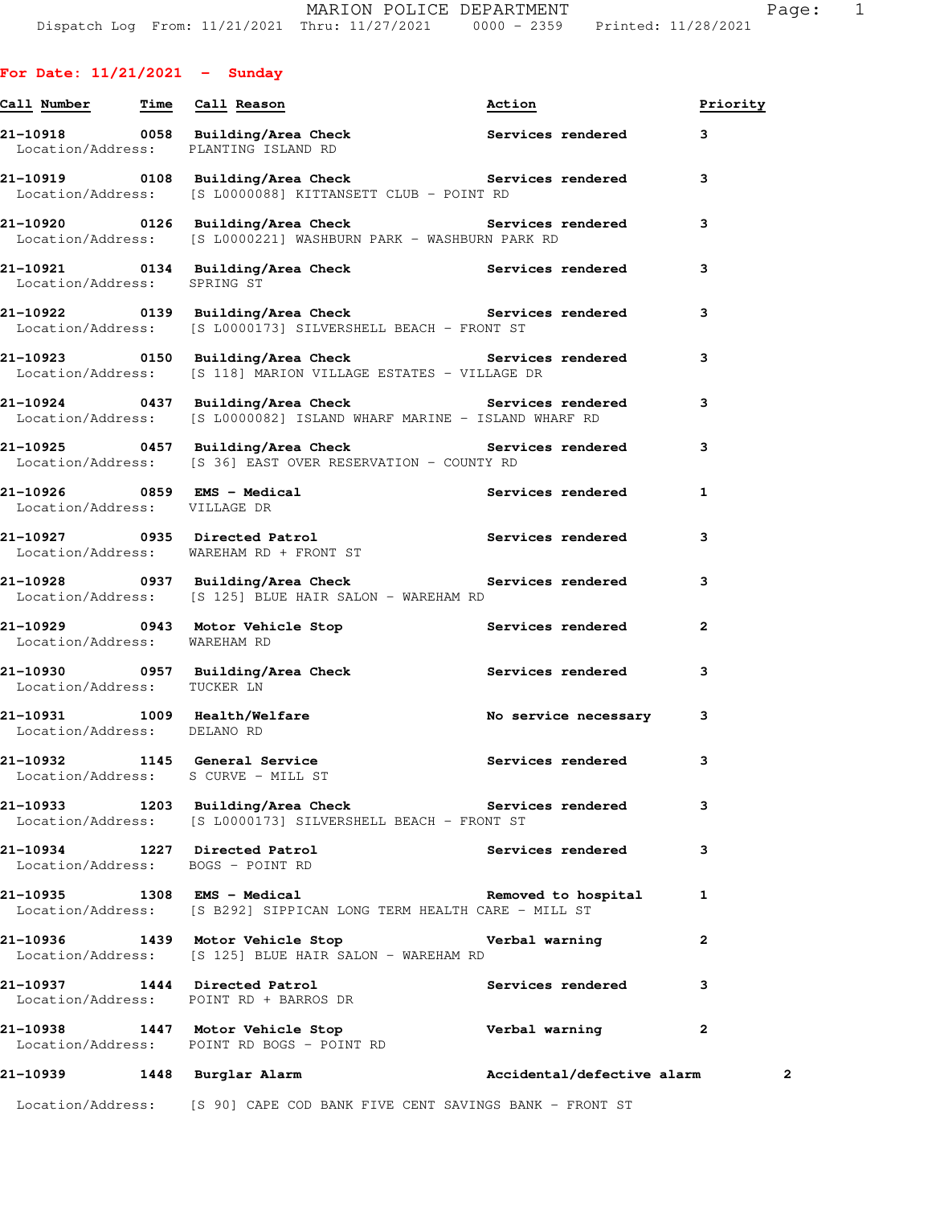MARION POLICE DEPARTMENT

Dispatch Log From: 11/21/2021 Thru: 11/27/2021 0000 - 2359 Printed: 11/28/2021

**For Date: 11/21/2021 - Sunday**

| Call Number | Time | Call Reason | Action | Priority |
|---|---|---|---|---|
| **21-10918** | **0058** | **Building/Area Check** | **Services rendered** | **3** |
| Location/Address: PLANTING ISLAND RD | | | | |
| **21-10919** | **0108** | **Building/Area Check** | **Services rendered** | **3** |
| Location/Address: [S L0000088] KITTANSETT CLUB - POINT RD | | | | |
| **21-10920** | **0126** | **Building/Area Check** | **Services rendered** | **3** |
| Location/Address: [S L0000221] WASHBURN PARK - WASHBURN PARK RD | | | | |
| **21-10921** | **0134** | **Building/Area Check** | **Services rendered** | **3** |
| Location/Address: SPRING ST | | | | |
| **21-10922** | **0139** | **Building/Area Check** | **Services rendered** | **3** |
| Location/Address: [S L0000173] SILVERSHELL BEACH - FRONT ST | | | | |
| **21-10923** | **0150** | **Building/Area Check** | **Services rendered** | **3** |
| Location/Address: [S 118] MARION VILLAGE ESTATES - VILLAGE DR | | | | |
| **21-10924** | **0437** | **Building/Area Check** | **Services rendered** | **3** |
| Location/Address: [S L0000082] ISLAND WHARF MARINE - ISLAND WHARF RD | | | | |
| **21-10925** | **0457** | **Building/Area Check** | **Services rendered** | **3** |
| Location/Address: [S 36] EAST OVER RESERVATION - COUNTY RD | | | | |
| **21-10926** | **0859** | **EMS - Medical** | **Services rendered** | **1** |
| Location/Address: VILLAGE DR | | | | |
| **21-10927** | **0935** | **Directed Patrol** | **Services rendered** | **3** |
| Location/Address: WAREHAM RD + FRONT ST | | | | |
| **21-10928** | **0937** | **Building/Area Check** | **Services rendered** | **3** |
| Location/Address: [S 125] BLUE HAIR SALON - WAREHAM RD | | | | |
| **21-10929** | **0943** | **Motor Vehicle Stop** | **Services rendered** | **2** |
| Location/Address: WAREHAM RD | | | | |
| **21-10930** | **0957** | **Building/Area Check** | **Services rendered** | **3** |
| Location/Address: TUCKER LN | | | | |
| **21-10931** | **1009** | **Health/Welfare** | **No service necessary** | **3** |
| Location/Address: DELANO RD | | | | |
| **21-10932** | **1145** | **General Service** | **Services rendered** | **3** |
| Location/Address: S CURVE - MILL ST | | | | |
| **21-10933** | **1203** | **Building/Area Check** | **Services rendered** | **3** |
| Location/Address: [S L0000173] SILVERSHELL BEACH - FRONT ST | | | | |
| **21-10934** | **1227** | **Directed Patrol** | **Services rendered** | **3** |
| Location/Address: BOGS - POINT RD | | | | |
| **21-10935** | **1308** | **EMS - Medical** | **Removed to hospital** | **1** |
| Location/Address: [S B292] SIPPICAN LONG TERM HEALTH CARE - MILL ST | | | | |
| **21-10936** | **1439** | **Motor Vehicle Stop** | **Verbal warning** | **2** |
| Location/Address: [S 125] BLUE HAIR SALON - WAREHAM RD | | | | |
| **21-10937** | **1444** | **Directed Patrol** | **Services rendered** | **3** |
| Location/Address: POINT RD + BARROS DR | | | | |
| **21-10938** | **1447** | **Motor Vehicle Stop** | **Verbal warning** | **2** |
| Location/Address: POINT RD BOGS - POINT RD | | | | |
| **21-10939** | **1448** | **Burglar Alarm** | **Accidental/defective alarm** | **2** |
| Location/Address: [S 90] CAPE COD BANK FIVE CENT SAVINGS BANK - FRONT ST | | | | |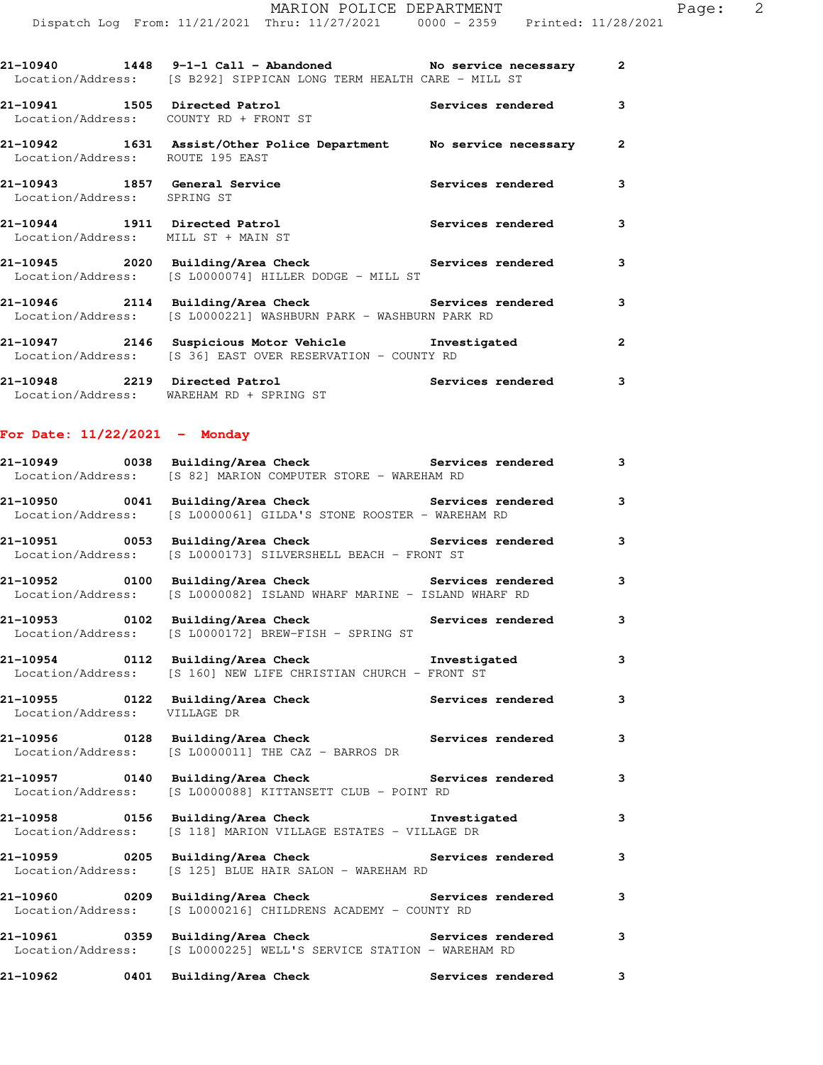21-10940 1448 9-1-1 Call - Abandoned No service necessary 2
Location/Address: [S B292] SIPPICAN LONG TERM HEALTH CARE - MILL ST

21-10941 1505 Directed Patrol Services rendered 3
Location/Address: COUNTY RD + FRONT ST

21-10942 1631 Assist/Other Police Department No service necessary 2
Location/Address: ROUTE 195 EAST

21-10943 1857 General Service Services rendered 3
Location/Address: SPRING ST

21-10944 1911 Directed Patrol Services rendered 3
Location/Address: MILL ST + MAIN ST

21-10945 2020 Building/Area Check Services rendered 3
Location/Address: [S L0000074] HILLER DODGE - MILL ST

21-10946 2114 Building/Area Check Services rendered 3
Location/Address: [S L0000221] WASHBURN PARK - WASHBURN PARK RD

21-10947 2146 Suspicious Motor Vehicle Investigated 2
Location/Address: [S 36] EAST OVER RESERVATION - COUNTY RD

21-10948 2219 Directed Patrol Services rendered 3
Location/Address: WAREHAM RD + SPRING ST

## For Date: 11/22/2021 - Monday

21-10949 0038 Building/Area Check Services rendered 3
Location/Address: [S 82] MARION COMPUTER STORE - WAREHAM RD

21-10950 0041 Building/Area Check Services rendered 3
Location/Address: [S L0000061] GILDA'S STONE ROOSTER - WAREHAM RD

21-10951 0053 Building/Area Check Services rendered 3
Location/Address: [S L0000173] SILVERSHELL BEACH - FRONT ST

21-10952 0100 Building/Area Check Services rendered 3
Location/Address: [S L0000082] ISLAND WHARF MARINE - ISLAND WHARF RD

21-10953 0102 Building/Area Check Services rendered 3
Location/Address: [S L0000172] BREW-FISH - SPRING ST

21-10954 0112 Building/Area Check Investigated 3
Location/Address: [S 160] NEW LIFE CHRISTIAN CHURCH - FRONT ST

21-10955 0122 Building/Area Check Services rendered 3
Location/Address: VILLAGE DR

21-10956 0128 Building/Area Check Services rendered 3
Location/Address: [S L0000011] THE CAZ - BARROS DR

21-10957 0140 Building/Area Check Services rendered 3
Location/Address: [S L0000088] KITTANSETT CLUB - POINT RD

21-10958 0156 Building/Area Check Investigated 3
Location/Address: [S 118] MARION VILLAGE ESTATES - VILLAGE DR

21-10959 0205 Building/Area Check Services rendered 3
Location/Address: [S 125] BLUE HAIR SALON - WAREHAM RD

21-10960 0209 Building/Area Check Services rendered 3
Location/Address: [S L0000216] CHILDRENS ACADEMY - COUNTY RD

21-10961 0359 Building/Area Check Services rendered 3
Location/Address: [S L0000225] WELL'S SERVICE STATION - WAREHAM RD

21-10962 0401 Building/Area Check Services rendered 3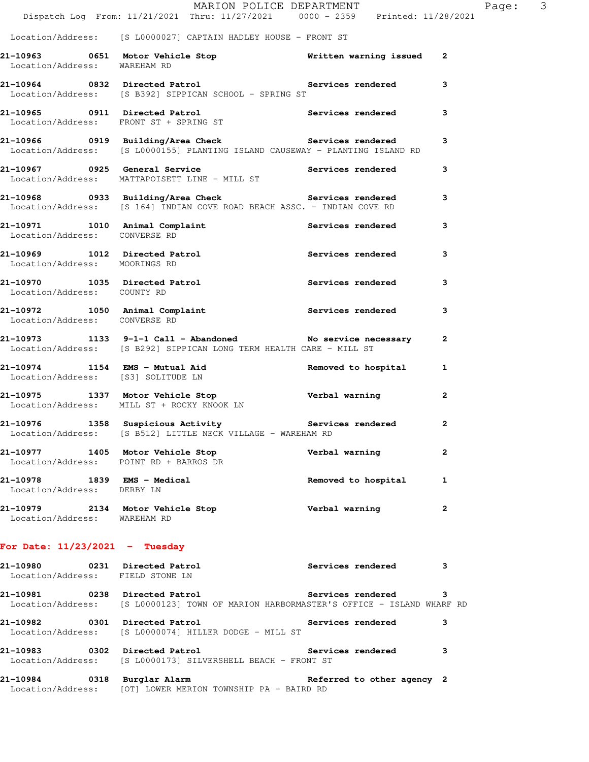Location/Address: [S L0000027] CAPTAIN HADLEY HOUSE - FRONT ST

**21-10963 0651 Motor Vehicle Stop** **Written warning issued 2**
Location/Address: WAREHAM RD

**21-10964 0832 Directed Patrol** **Services rendered 3**
Location/Address: [S B392] SIPPICAN SCHOOL - SPRING ST

**21-10965 0911 Directed Patrol** **Services rendered 3**
Location/Address: FRONT ST + SPRING ST

**21-10966 0919 Building/Area Check** **Services rendered 3**
Location/Address: [S L0000155] PLANTING ISLAND CAUSEWAY - PLANTING ISLAND RD

**21-10967 0925 General Service** **Services rendered 3**
Location/Address: MATTAPOISETT LINE - MILL ST

**21-10968 0933 Building/Area Check** **Services rendered 3**
Location/Address: [S 164] INDIAN COVE ROAD BEACH ASSC. - INDIAN COVE RD

**21-10971 1010 Animal Complaint** **Services rendered 3**
Location/Address: CONVERSE RD

**21-10969 1012 Directed Patrol** **Services rendered 3**
Location/Address: MOORINGS RD

**21-10970 1035 Directed Patrol** **Services rendered 3**
Location/Address: COUNTY RD

**21-10972 1050 Animal Complaint** **Services rendered 3**
Location/Address: CONVERSE RD

**21-10973 1133 9-1-1 Call - Abandoned** **No service necessary 2**
Location/Address: [S B292] SIPPICAN LONG TERM HEALTH CARE - MILL ST

**21-10974 1154 EMS - Mutual Aid** **Removed to hospital 1**
Location/Address: [S3] SOLITUDE LN

**21-10975 1337 Motor Vehicle Stop** **Verbal warning 2**
Location/Address: MILL ST + ROCKY KNOOK LN

**21-10976 1358 Suspicious Activity** **Services rendered 2**
Location/Address: [S B512] LITTLE NECK VILLAGE - WAREHAM RD

**21-10977 1405 Motor Vehicle Stop** **Verbal warning 2**
Location/Address: POINT RD + BARROS DR

**21-10978 1839 EMS - Medical** **Removed to hospital 1**
Location/Address: DERBY LN

**21-10979 2134 Motor Vehicle Stop** **Verbal warning 2**
Location/Address: WAREHAM RD

## For Date: 11/23/2021 - Tuesday

**21-10980 0231 Directed Patrol** **Services rendered 3**
Location/Address: FIELD STONE LN

**21-10981 0238 Directed Patrol** **Services rendered 3**
Location/Address: [S L0000123] TOWN OF MARION HARBORMASTER'S OFFICE - ISLAND WHARF RD

**21-10982 0301 Directed Patrol** **Services rendered 3**
Location/Address: [S L0000074] HILLER DODGE - MILL ST

**21-10983 0302 Directed Patrol** **Services rendered 3**
Location/Address: [S L0000173] SILVERSHELL BEACH - FRONT ST

**21-10984 0318 Burglar Alarm** **Referred to other agency 2**
Location/Address: [OT] LOWER MERION TOWNSHIP PA - BAIRD RD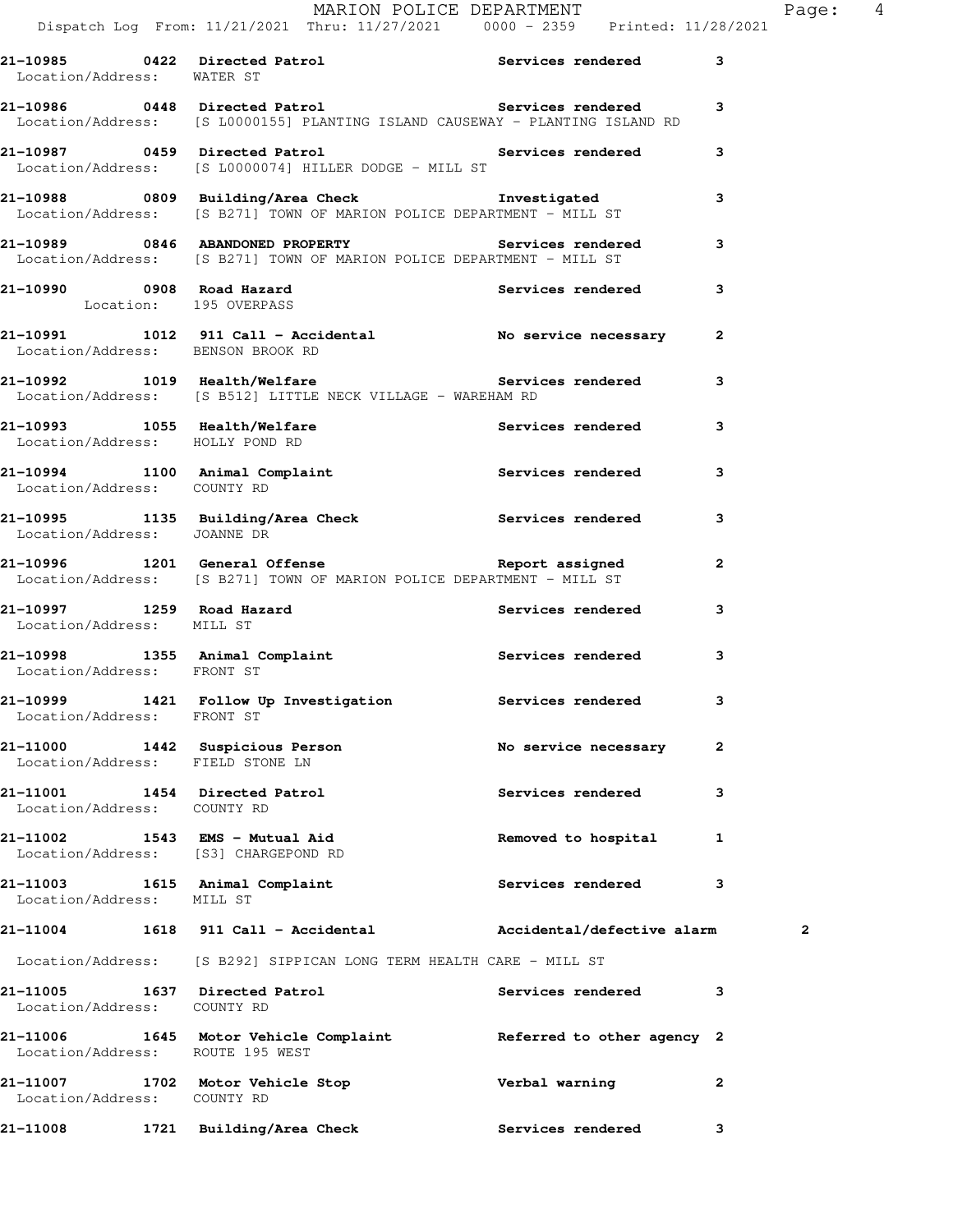MARION POLICE DEPARTMENT

Dispatch Log From: 11/21/2021 Thru: 11/27/2021 0000 - 2359 Printed: 11/28/2021

**21-10985 0422 Directed Patrol** Services rendered 3
Location/Address: WATER ST

**21-10986 0448 Directed Patrol** Services rendered 3
Location/Address: [S L0000155] PLANTING ISLAND CAUSEWAY - PLANTING ISLAND RD

**21-10987 0459 Directed Patrol** Services rendered 3
Location/Address: [S L0000074] HILLER DODGE - MILL ST

**21-10988 0809 Building/Area Check** Investigated 3
Location/Address: [S B271] TOWN OF MARION POLICE DEPARTMENT - MILL ST

**21-10989 0846 ABANDONED PROPERTY** Services rendered 3
Location/Address: [S B271] TOWN OF MARION POLICE DEPARTMENT - MILL ST

**21-10990 0908 Road Hazard** Services rendered 3
Location: 195 OVERPASS

**21-10991 1012 911 Call - Accidental** No service necessary 2
Location/Address: BENSON BROOK RD

**21-10992 1019 Health/Welfare** Services rendered 3
Location/Address: [S B512] LITTLE NECK VILLAGE - WAREHAM RD

**21-10993 1055 Health/Welfare** Services rendered 3
Location/Address: HOLLY POND RD

**21-10994 1100 Animal Complaint** Services rendered 3
Location/Address: COUNTY RD

**21-10995 1135 Building/Area Check** Services rendered 3
Location/Address: JOANNE DR

**21-10996 1201 General Offense** Report assigned 2
Location/Address: [S B271] TOWN OF MARION POLICE DEPARTMENT - MILL ST

**21-10997 1259 Road Hazard** Services rendered 3
Location/Address: MILL ST

**21-10998 1355 Animal Complaint** Services rendered 3
Location/Address: FRONT ST

**21-10999 1421 Follow Up Investigation** Services rendered 3
Location/Address: FRONT ST

**21-11000 1442 Suspicious Person** No service necessary 2
Location/Address: FIELD STONE LN

**21-11001 1454 Directed Patrol** Services rendered 3
Location/Address: COUNTY RD

**21-11002 1543 EMS - Mutual Aid** Removed to hospital 1
Location/Address: [S3] CHARGEPOND RD

**21-11003 1615 Animal Complaint** Services rendered 3
Location/Address: MILL ST

**21-11004 1618 911 Call - Accidental** Accidental/defective alarm 2
Location/Address: [S B292] SIPPICAN LONG TERM HEALTH CARE - MILL ST

**21-11005 1637 Directed Patrol** Services rendered 3
Location/Address: COUNTY RD

**21-11006 1645 Motor Vehicle Complaint** Referred to other agency 2
Location/Address: ROUTE 195 WEST

**21-11007 1702 Motor Vehicle Stop** Verbal warning 2
Location/Address: COUNTY RD

**21-11008 1721 Building/Area Check** Services rendered 3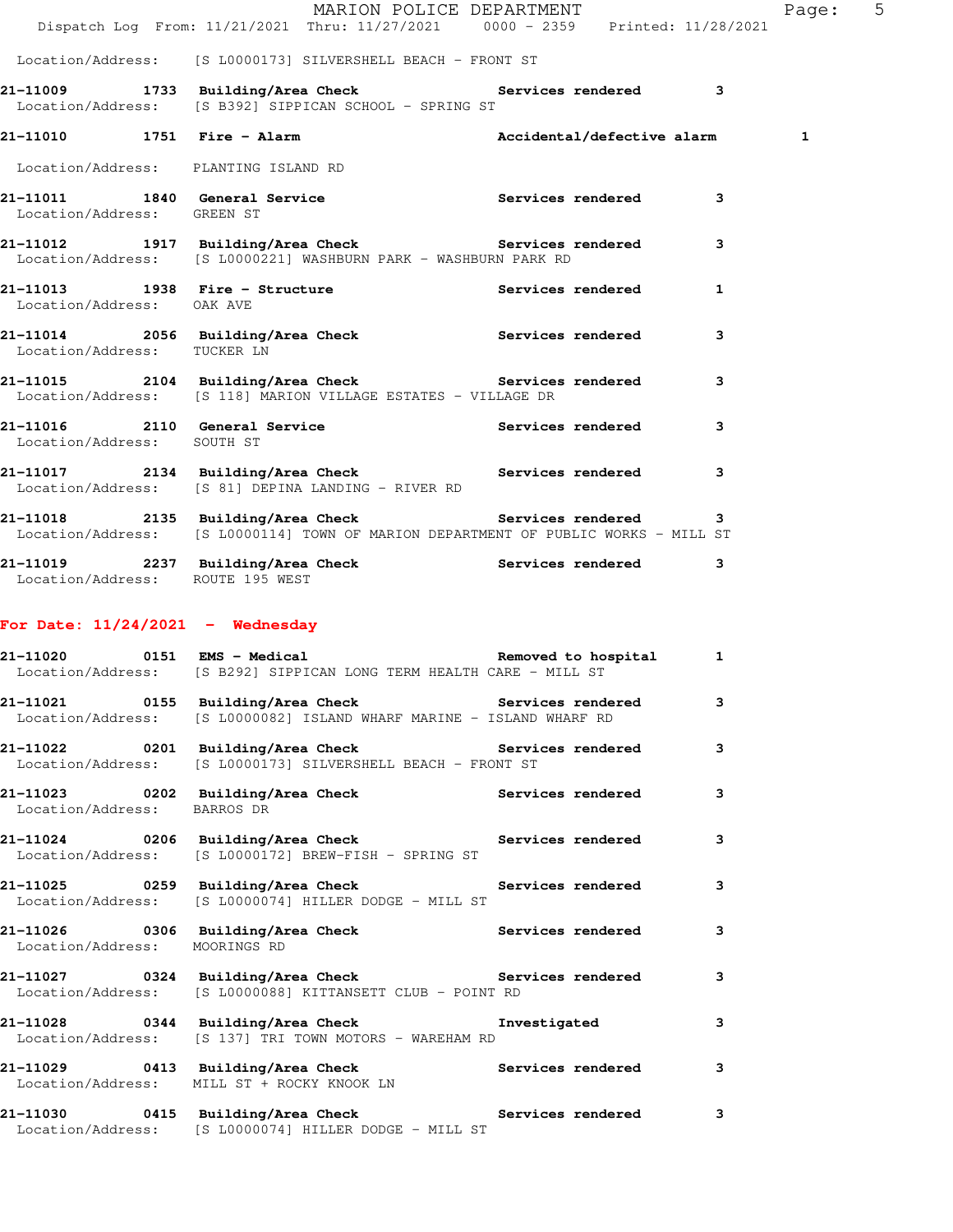Location/Address: [S L0000173] SILVERSHELL BEACH - FRONT ST

**21-11009 1733 Building/Area Check** **Services rendered 3**
Location/Address: [S B392] SIPPICAN SCHOOL - SPRING ST

**21-11010 1751 Fire - Alarm** **Accidental/defective alarm 1**

Location/Address: PLANTING ISLAND RD

**21-11011 1840 General Service** **Services rendered 3**
Location/Address: GREEN ST

**21-11012 1917 Building/Area Check** **Services rendered 3**
Location/Address: [S L0000221] WASHBURN PARK - WASHBURN PARK RD

**21-11013 1938 Fire - Structure** **Services rendered 1**
Location/Address: OAK AVE

**21-11014 2056 Building/Area Check** **Services rendered 3**
Location/Address: TUCKER LN

**21-11015 2104 Building/Area Check** **Services rendered 3**
Location/Address: [S 118] MARION VILLAGE ESTATES - VILLAGE DR

**21-11016 2110 General Service** **Services rendered 3**
Location/Address: SOUTH ST

**21-11017 2134 Building/Area Check** **Services rendered 3**
Location/Address: [S 81] DEPINA LANDING - RIVER RD

**21-11018 2135 Building/Area Check** **Services rendered 3**
Location/Address: [S L0000114] TOWN OF MARION DEPARTMENT OF PUBLIC WORKS - MILL ST

**21-11019 2237 Building/Area Check** **Services rendered 3**
Location/Address: ROUTE 195 WEST

## For Date: 11/24/2021 - Wednesday

**21-11020 0151 EMS - Medical** **Removed to hospital 1**
Location/Address: [S B292] SIPPICAN LONG TERM HEALTH CARE - MILL ST

**21-11021 0155 Building/Area Check** **Services rendered 3**
Location/Address: [S L0000082] ISLAND WHARF MARINE - ISLAND WHARF RD

**21-11022 0201 Building/Area Check** **Services rendered 3**
Location/Address: [S L0000173] SILVERSHELL BEACH - FRONT ST

**21-11023 0202 Building/Area Check** **Services rendered 3**
Location/Address: BARROS DR

**21-11024 0206 Building/Area Check** **Services rendered 3**
Location/Address: [S L0000172] BREW-FISH - SPRING ST

**21-11025 0259 Building/Area Check** **Services rendered 3**
Location/Address: [S L0000074] HILLER DODGE - MILL ST

**21-11026 0306 Building/Area Check** **Services rendered 3**
Location/Address: MOORINGS RD

**21-11027 0324 Building/Area Check** **Services rendered 3**
Location/Address: [S L0000088] KITTANSETT CLUB - POINT RD

**21-11028 0344 Building/Area Check** **Investigated 3**
Location/Address: [S 137] TRI TOWN MOTORS - WAREHAM RD

**21-11029 0413 Building/Area Check** **Services rendered 3**
Location/Address: MILL ST + ROCKY KNOOK LN

**21-11030 0415 Building/Area Check** **Services rendered 3**
Location/Address: [S L0000074] HILLER DODGE - MILL ST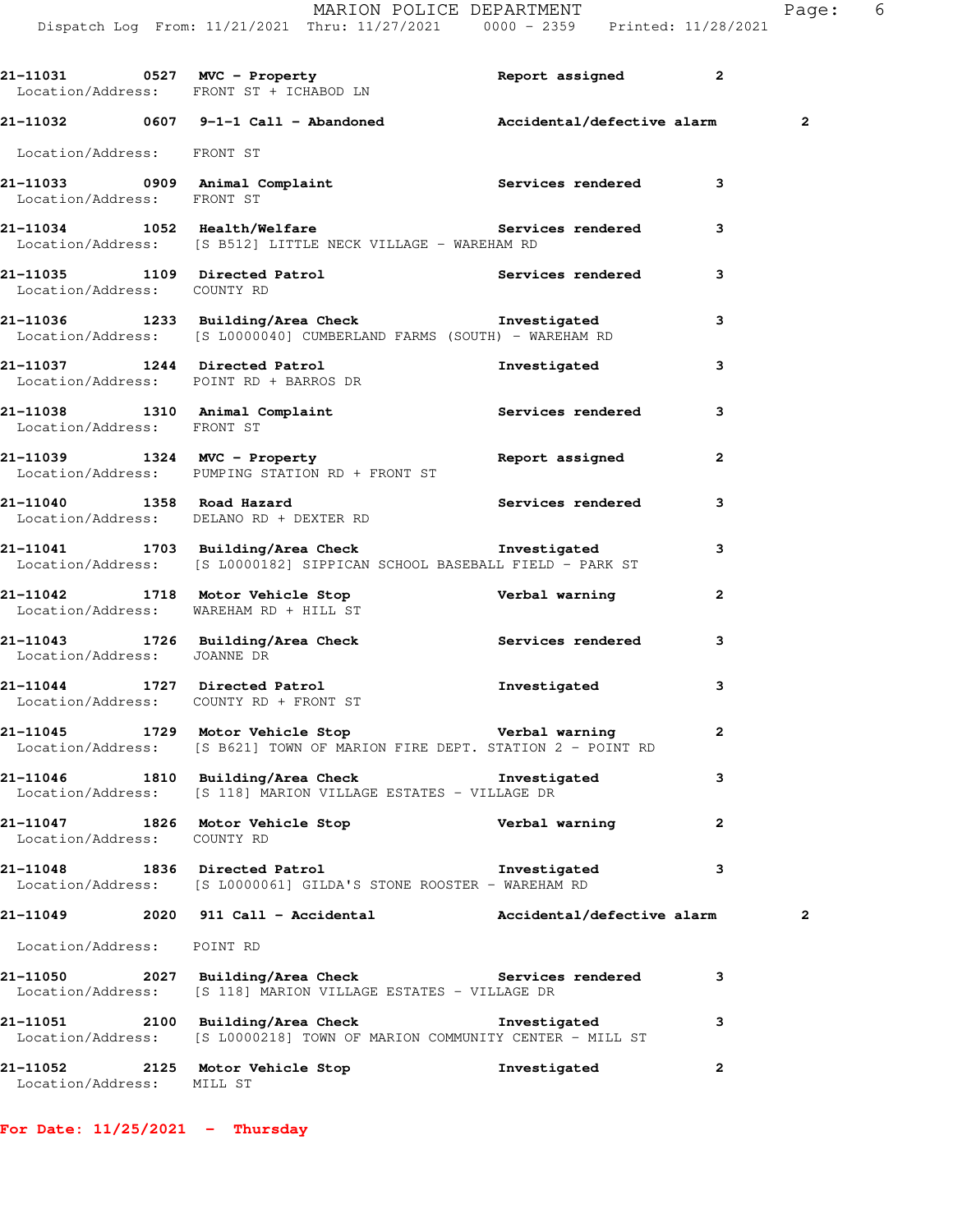| | | | | |
|---|---|---|---|---|
| 21-11031 | 0527 | MVC - Property | Report assigned | 2 |
| Location/Address: FRONT ST + ICHABOD LN | | | | |
| 21-11032 | 0607 | 9-1-1 Call - Abandoned | Accidental/defective alarm | 2 |
| Location/Address: FRONT ST | | | | |
| 21-11033 | 0909 | Animal Complaint | Services rendered | 3 |
| Location/Address: FRONT ST | | | | |
| 21-11034 | 1052 | Health/Welfare | Services rendered | 3 |
| Location/Address: [S B512] LITTLE NECK VILLAGE - WAREHAM RD | | | | |
| 21-11035 | 1109 | Directed Patrol | Services rendered | 3 |
| Location/Address: COUNTY RD | | | | |
| 21-11036 | 1233 | Building/Area Check | Investigated | 3 |
| Location/Address: [S L0000040] CUMBERLAND FARMS (SOUTH) - WAREHAM RD | | | | |
| 21-11037 | 1244 | Directed Patrol | Investigated | 3 |
| Location/Address: POINT RD + BARROS DR | | | | |
| 21-11038 | 1310 | Animal Complaint | Services rendered | 3 |
| Location/Address: FRONT ST | | | | |
| 21-11039 | 1324 | MVC - Property | Report assigned | 2 |
| Location/Address: PUMPING STATION RD + FRONT ST | | | | |
| 21-11040 | 1358 | Road Hazard | Services rendered | 3 |
| Location/Address: DELANO RD + DEXTER RD | | | | |
| 21-11041 | 1703 | Building/Area Check | Investigated | 3 |
| Location/Address: [S L0000182] SIPPICAN SCHOOL BASEBALL FIELD - PARK ST | | | | |
| 21-11042 | 1718 | Motor Vehicle Stop | Verbal warning | 2 |
| Location/Address: WAREHAM RD + HILL ST | | | | |
| 21-11043 | 1726 | Building/Area Check | Services rendered | 3 |
| Location/Address: JOANNE DR | | | | |
| 21-11044 | 1727 | Directed Patrol | Investigated | 3 |
| Location/Address: COUNTY RD + FRONT ST | | | | |
| 21-11045 | 1729 | Motor Vehicle Stop | Verbal warning | 2 |
| Location/Address: [S B621] TOWN OF MARION FIRE DEPT. STATION 2 - POINT RD | | | | |
| 21-11046 | 1810 | Building/Area Check | Investigated | 3 |
| Location/Address: [S 118] MARION VILLAGE ESTATES - VILLAGE DR | | | | |
| 21-11047 | 1826 | Motor Vehicle Stop | Verbal warning | 2 |
| Location/Address: COUNTY RD | | | | |
| 21-11048 | 1836 | Directed Patrol | Investigated | 3 |
| Location/Address: [S L0000061] GILDA'S STONE ROOSTER - WAREHAM RD | | | | |
| 21-11049 | 2020 | 911 Call - Accidental | Accidental/defective alarm | 2 |
| Location/Address: POINT RD | | | | |
| 21-11050 | 2027 | Building/Area Check | Services rendered | 3 |
| Location/Address: [S 118] MARION VILLAGE ESTATES - VILLAGE DR | | | | |
| 21-11051 | 2100 | Building/Area Check | Investigated | 3 |
| Location/Address: [S L0000218] TOWN OF MARION COMMUNITY CENTER - MILL ST | | | | |
| 21-11052 | 2125 | Motor Vehicle Stop | Investigated | 2 |
| Location/Address: MILL ST | | | | |

**For Date: 11/25/2021 - Thursday**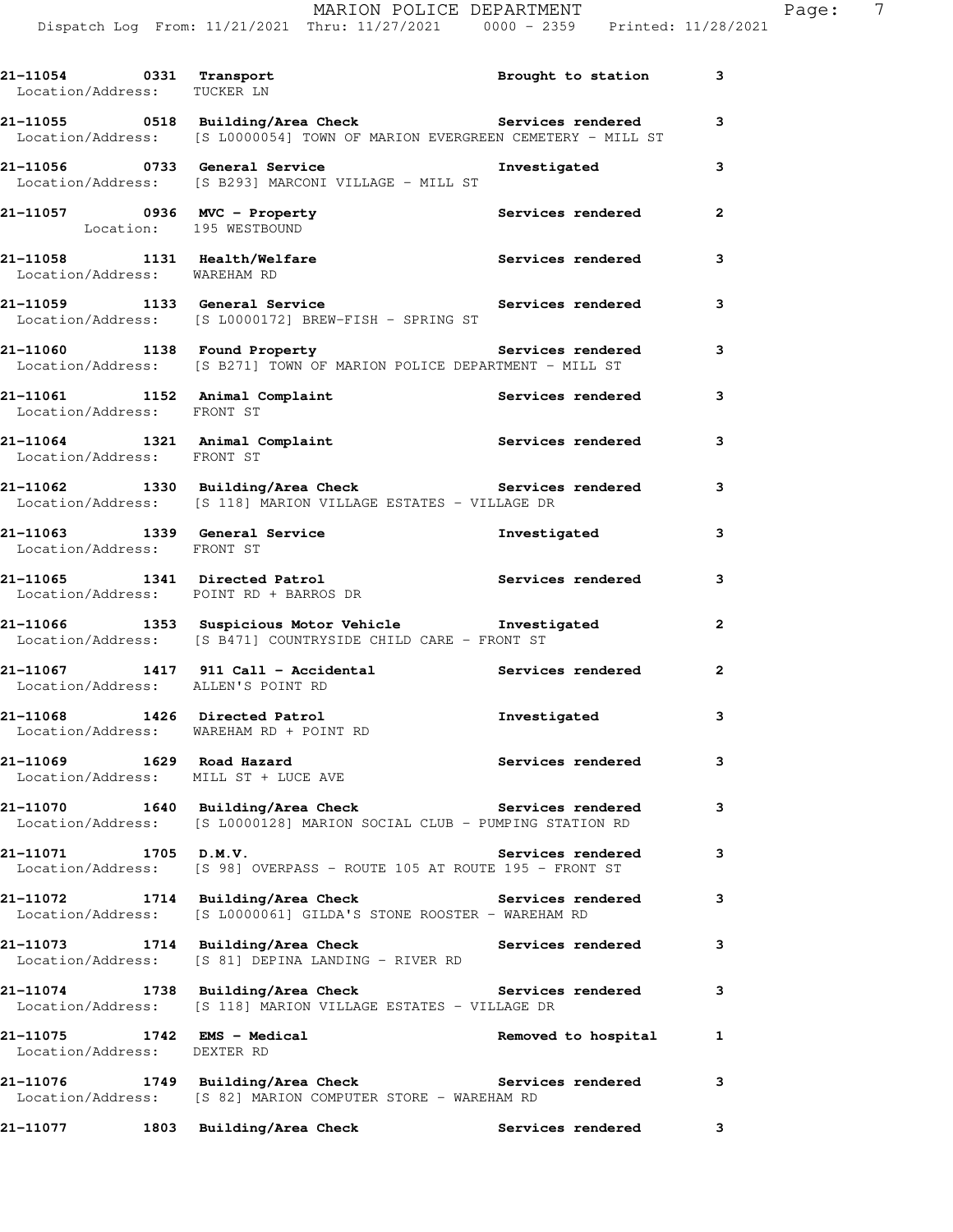21-11054 0331 Transport Brought to station 3
Location/Address: TUCKER LN

21-11055 0518 Building/Area Check Services rendered 3
Location/Address: [S L0000054] TOWN OF MARION EVERGREEN CEMETERY - MILL ST

21-11056 0733 General Service Investigated 3
Location/Address: [S B293] MARCONI VILLAGE - MILL ST

21-11057 0936 MVC - Property Services rendered 2
Location: 195 WESTBOUND

21-11058 1131 Health/Welfare Services rendered 3
Location/Address: WAREHAM RD

21-11059 1133 General Service Services rendered 3
Location/Address: [S L0000172] BREW-FISH - SPRING ST

21-11060 1138 Found Property Services rendered 3
Location/Address: [S B271] TOWN OF MARION POLICE DEPARTMENT - MILL ST

21-11061 1152 Animal Complaint Services rendered 3
Location/Address: FRONT ST

21-11064 1321 Animal Complaint Services rendered 3
Location/Address: FRONT ST

21-11062 1330 Building/Area Check Services rendered 3
Location/Address: [S 118] MARION VILLAGE ESTATES - VILLAGE DR

21-11063 1339 General Service Investigated 3
Location/Address: FRONT ST

21-11065 1341 Directed Patrol Services rendered 3
Location/Address: POINT RD + BARROS DR

21-11066 1353 Suspicious Motor Vehicle Investigated 2
Location/Address: [S B471] COUNTRYSIDE CHILD CARE - FRONT ST

21-11067 1417 911 Call - Accidental Services rendered 2
Location/Address: ALLEN'S POINT RD

21-11068 1426 Directed Patrol Investigated 3
Location/Address: WAREHAM RD + POINT RD

21-11069 1629 Road Hazard Services rendered 3
Location/Address: MILL ST + LUCE AVE

21-11070 1640 Building/Area Check Services rendered 3
Location/Address: [S L0000128] MARION SOCIAL CLUB - PUMPING STATION RD

21-11071 1705 D.M.V. Services rendered 3
Location/Address: [S 98] OVERPASS - ROUTE 105 AT ROUTE 195 - FRONT ST

21-11072 1714 Building/Area Check Services rendered 3
Location/Address: [S L0000061] GILDA'S STONE ROOSTER - WAREHAM RD

21-11073 1714 Building/Area Check Services rendered 3
Location/Address: [S 81] DEPINA LANDING - RIVER RD

21-11074 1738 Building/Area Check Services rendered 3
Location/Address: [S 118] MARION VILLAGE ESTATES - VILLAGE DR

21-11075 1742 EMS - Medical Removed to hospital 1
Location/Address: DEXTER RD

21-11076 1749 Building/Area Check Services rendered 3
Location/Address: [S 82] MARION COMPUTER STORE - WAREHAM RD

21-11077 1803 Building/Area Check Services rendered 3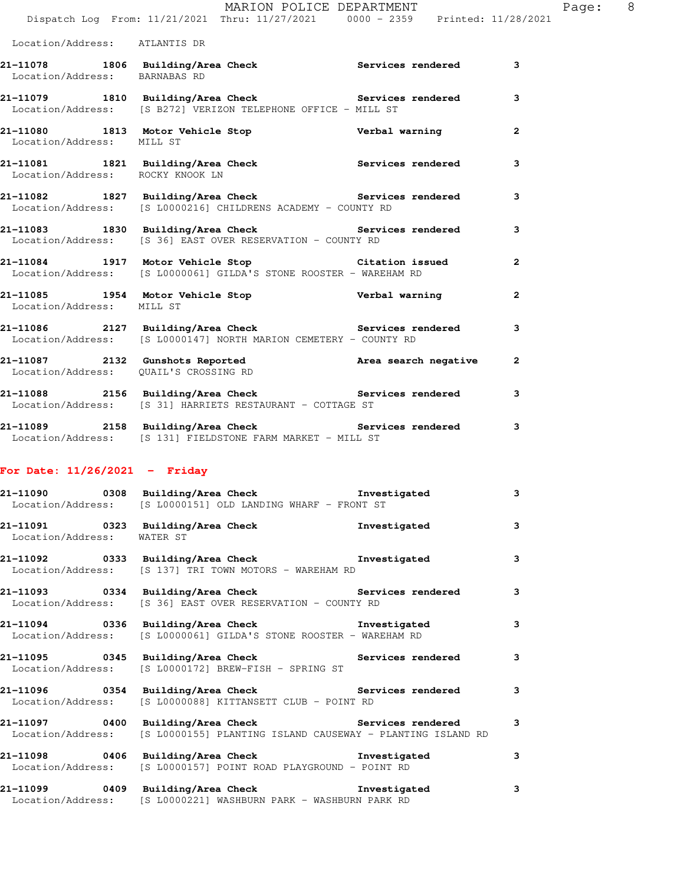Location/Address: ATLANTIS DR

**21-11078 1806 Building/Area Check** Services rendered 3
Location/Address: BARNABAS RD

**21-11079 1810 Building/Area Check** Services rendered 3
Location/Address: [S B272] VERIZON TELEPHONE OFFICE - MILL ST

**21-11080 1813 Motor Vehicle Stop** Verbal warning 2
Location/Address: MILL ST

**21-11081 1821 Building/Area Check** Services rendered 3
Location/Address: ROCKY KNOOK LN

**21-11082 1827 Building/Area Check** Services rendered 3
Location/Address: [S L0000216] CHILDRENS ACADEMY - COUNTY RD

**21-11083 1830 Building/Area Check** Services rendered 3
Location/Address: [S 36] EAST OVER RESERVATION - COUNTY RD

**21-11084 1917 Motor Vehicle Stop** Citation issued 2
Location/Address: [S L0000061] GILDA'S STONE ROOSTER - WAREHAM RD

**21-11085 1954 Motor Vehicle Stop** Verbal warning 2
Location/Address: MILL ST

**21-11086 2127 Building/Area Check** Services rendered 3
Location/Address: [S L0000147] NORTH MARION CEMETERY - COUNTY RD

**21-11087 2132 Gunshots Reported** Area search negative 2
Location/Address: QUAIL'S CROSSING RD

**21-11088 2156 Building/Area Check** Services rendered 3
Location/Address: [S 31] HARRIETS RESTAURANT - COTTAGE ST

**21-11089 2158 Building/Area Check** Services rendered 3
Location/Address: [S 131] FIELDSTONE FARM MARKET - MILL ST

## For Date: 11/26/2021 - Friday

**21-11090 0308 Building/Area Check** Investigated 3
Location/Address: [S L0000151] OLD LANDING WHARF - FRONT ST

**21-11091 0323 Building/Area Check** Investigated 3
Location/Address: WATER ST

**21-11092 0333 Building/Area Check** Investigated 3
Location/Address: [S 137] TRI TOWN MOTORS - WAREHAM RD

**21-11093 0334 Building/Area Check** Services rendered 3
Location/Address: [S 36] EAST OVER RESERVATION - COUNTY RD

**21-11094 0336 Building/Area Check** Investigated 3
Location/Address: [S L0000061] GILDA'S STONE ROOSTER - WAREHAM RD

**21-11095 0345 Building/Area Check** Services rendered 3
Location/Address: [S L0000172] BREW-FISH - SPRING ST

**21-11096 0354 Building/Area Check** Services rendered 3
Location/Address: [S L0000088] KITTANSETT CLUB - POINT RD

**21-11097 0400 Building/Area Check** Services rendered 3
Location/Address: [S L0000155] PLANTING ISLAND CAUSEWAY - PLANTING ISLAND RD

**21-11098 0406 Building/Area Check** Investigated 3
Location/Address: [S L0000157] POINT ROAD PLAYGROUND - POINT RD

**21-11099 0409 Building/Area Check** Investigated 3
Location/Address: [S L0000221] WASHBURN PARK - WASHBURN PARK RD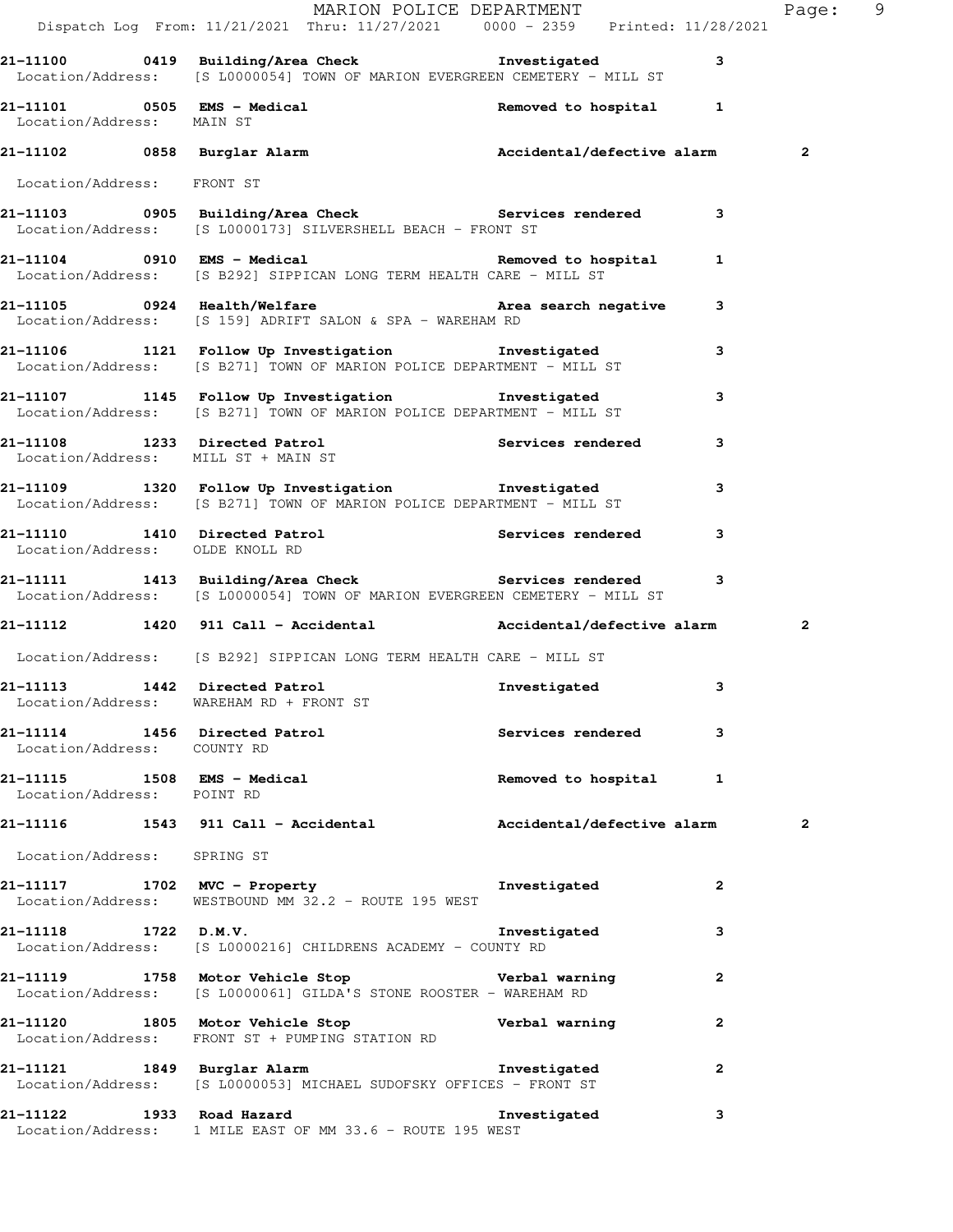21-11100 0419 Building/Area Check Investigated 3
Location/Address: [S L0000054] TOWN OF MARION EVERGREEN CEMETERY - MILL ST

21-11101 0505 EMS - Medical Removed to hospital 1
Location/Address: MAIN ST

21-11102 0858 Burglar Alarm Accidental/defective alarm 2
Location/Address: FRONT ST

21-11103 0905 Building/Area Check Services rendered 3
Location/Address: [S L0000173] SILVERSHELL BEACH - FRONT ST

21-11104 0910 EMS - Medical Removed to hospital 1
Location/Address: [S B292] SIPPICAN LONG TERM HEALTH CARE - MILL ST

21-11105 0924 Health/Welfare Area search negative 3
Location/Address: [S 159] ADRIFT SALON & SPA - WAREHAM RD

21-11106 1121 Follow Up Investigation Investigated 3
Location/Address: [S B271] TOWN OF MARION POLICE DEPARTMENT - MILL ST

21-11107 1145 Follow Up Investigation Investigated 3
Location/Address: [S B271] TOWN OF MARION POLICE DEPARTMENT - MILL ST

21-11108 1233 Directed Patrol Services rendered 3
Location/Address: MILL ST + MAIN ST

21-11109 1320 Follow Up Investigation Investigated 3
Location/Address: [S B271] TOWN OF MARION POLICE DEPARTMENT - MILL ST

21-11110 1410 Directed Patrol Services rendered 3
Location/Address: OLDE KNOLL RD

21-11111 1413 Building/Area Check Services rendered 3
Location/Address: [S L0000054] TOWN OF MARION EVERGREEN CEMETERY - MILL ST

21-11112 1420 911 Call - Accidental Accidental/defective alarm 2
Location/Address: [S B292] SIPPICAN LONG TERM HEALTH CARE - MILL ST

21-11113 1442 Directed Patrol Investigated 3
Location/Address: WAREHAM RD + FRONT ST

21-11114 1456 Directed Patrol Services rendered 3
Location/Address: COUNTY RD

21-11115 1508 EMS - Medical Removed to hospital 1
Location/Address: POINT RD

21-11116 1543 911 Call - Accidental Accidental/defective alarm 2
Location/Address: SPRING ST

21-11117 1702 MVC - Property Investigated 2
Location/Address: WESTBOUND MM 32.2 - ROUTE 195 WEST

21-11118 1722 D.M.V. Investigated 3
Location/Address: [S L0000216] CHILDRENS ACADEMY - COUNTY RD

21-11119 1758 Motor Vehicle Stop Verbal warning 2
Location/Address: [S L0000061] GILDA'S STONE ROOSTER - WAREHAM RD

21-11120 1805 Motor Vehicle Stop Verbal warning 2
Location/Address: FRONT ST + PUMPING STATION RD

21-11121 1849 Burglar Alarm Investigated 2
Location/Address: [S L0000053] MICHAEL SUDOFSKY OFFICES - FRONT ST

21-11122 1933 Road Hazard Investigated 3
Location/Address: 1 MILE EAST OF MM 33.6 - ROUTE 195 WEST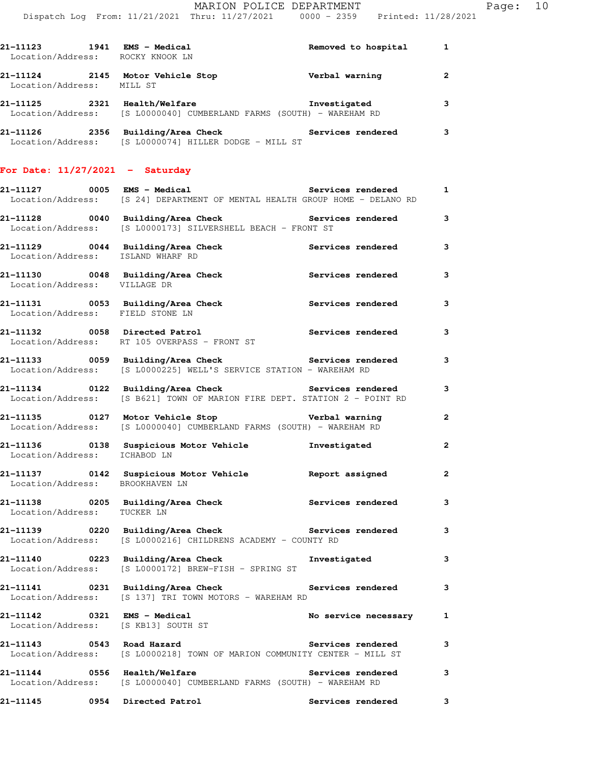21-11123 1941 **EMS - Medical** Removed to hospital 1
Location/Address: ROCKY KNOOK LN

21-11124 2145 **Motor Vehicle Stop** Verbal warning 2
Location/Address: MILL ST

21-11125 2321 **Health/Welfare** Investigated 3
Location/Address: [S L0000040] CUMBERLAND FARMS (SOUTH) - WAREHAM RD

21-11126 2356 **Building/Area Check** Services rendered 3
Location/Address: [S L0000074] HILLER DODGE - MILL ST

## For Date: 11/27/2021 - Saturday

21-11127 0005 **EMS - Medical** Services rendered 1
Location/Address: [S 24] DEPARTMENT OF MENTAL HEALTH GROUP HOME - DELANO RD

21-11128 0040 **Building/Area Check** Services rendered 3
Location/Address: [S L0000173] SILVERSHELL BEACH - FRONT ST

21-11129 0044 **Building/Area Check** Services rendered 3
Location/Address: ISLAND WHARF RD

21-11130 0048 **Building/Area Check** Services rendered 3
Location/Address: VILLAGE DR

21-11131 0053 **Building/Area Check** Services rendered 3
Location/Address: FIELD STONE LN

21-11132 0058 **Directed Patrol** Services rendered 3
Location/Address: RT 105 OVERPASS - FRONT ST

21-11133 0059 **Building/Area Check** Services rendered 3
Location/Address: [S L0000225] WELL'S SERVICE STATION - WAREHAM RD

21-11134 0122 **Building/Area Check** Services rendered 3
Location/Address: [S B621] TOWN OF MARION FIRE DEPT. STATION 2 - POINT RD

21-11135 0127 **Motor Vehicle Stop** Verbal warning 2
Location/Address: [S L0000040] CUMBERLAND FARMS (SOUTH) - WAREHAM RD

21-11136 0138 **Suspicious Motor Vehicle** Investigated 2
Location/Address: ICHABOD LN

21-11137 0142 **Suspicious Motor Vehicle** Report assigned 2
Location/Address: BROOKHAVEN LN

21-11138 0205 **Building/Area Check** Services rendered 3
Location/Address: TUCKER LN

21-11139 0220 **Building/Area Check** Services rendered 3
Location/Address: [S L0000216] CHILDRENS ACADEMY - COUNTY RD

21-11140 0223 **Building/Area Check** Investigated 3
Location/Address: [S L0000172] BREW-FISH - SPRING ST

21-11141 0231 **Building/Area Check** Services rendered 3
Location/Address: [S 137] TRI TOWN MOTORS - WAREHAM RD

21-11142 0321 **EMS - Medical** No service necessary 1
Location/Address: [S KB13] SOUTH ST

21-11143 0543 **Road Hazard** Services rendered 3
Location/Address: [S L0000218] TOWN OF MARION COMMUNITY CENTER - MILL ST

21-11144 0556 **Health/Welfare** Services rendered 3
Location/Address: [S L0000040] CUMBERLAND FARMS (SOUTH) - WAREHAM RD

21-11145 0954 **Directed Patrol** Services rendered 3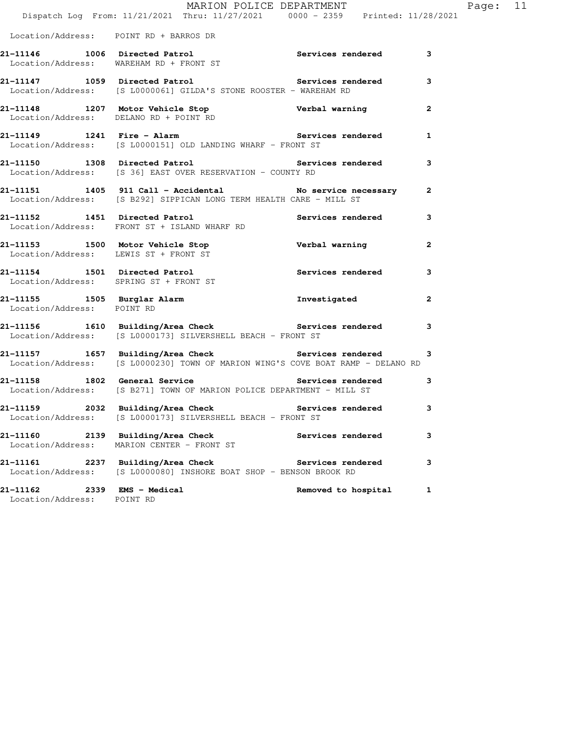Location/Address: POINT RD + BARROS DR

**21-11146 1006 Directed Patrol** Services rendered 3
Location/Address: WAREHAM RD + FRONT ST

**21-11147 1059 Directed Patrol** Services rendered 3
Location/Address: [S L0000061] GILDA'S STONE ROOSTER - WAREHAM RD

**21-11148 1207 Motor Vehicle Stop** Verbal warning 2
Location/Address: DELANO RD + POINT RD

**21-11149 1241 Fire - Alarm** Services rendered 1
Location/Address: [S L0000151] OLD LANDING WHARF - FRONT ST

**21-11150 1308 Directed Patrol** Services rendered 3
Location/Address: [S 36] EAST OVER RESERVATION - COUNTY RD

**21-11151 1405 911 Call - Accidental** No service necessary 2
Location/Address: [S B292] SIPPICAN LONG TERM HEALTH CARE - MILL ST

**21-11152 1451 Directed Patrol** Services rendered 3
Location/Address: FRONT ST + ISLAND WHARF RD

**21-11153 1500 Motor Vehicle Stop** Verbal warning 2
Location/Address: LEWIS ST + FRONT ST

**21-11154 1501 Directed Patrol** Services rendered 3
Location/Address: SPRING ST + FRONT ST

**21-11155 1505 Burglar Alarm** Investigated 2
Location/Address: POINT RD

**21-11156 1610 Building/Area Check** Services rendered 3
Location/Address: [S L0000173] SILVERSHELL BEACH - FRONT ST

**21-11157 1657 Building/Area Check** Services rendered 3
Location/Address: [S L0000230] TOWN OF MARION WING'S COVE BOAT RAMP - DELANO RD

**21-11158 1802 General Service** Services rendered 3
Location/Address: [S B271] TOWN OF MARION POLICE DEPARTMENT - MILL ST

**21-11159 2032 Building/Area Check** Services rendered 3
Location/Address: [S L0000173] SILVERSHELL BEACH - FRONT ST

**21-11160 2139 Building/Area Check** Services rendered 3
Location/Address: MARION CENTER - FRONT ST

**21-11161 2237 Building/Area Check** Services rendered 3
Location/Address: [S L0000080] INSHORE BOAT SHOP - BENSON BROOK RD

**21-11162 2339 EMS - Medical** Removed to hospital 1
Location/Address: POINT RD